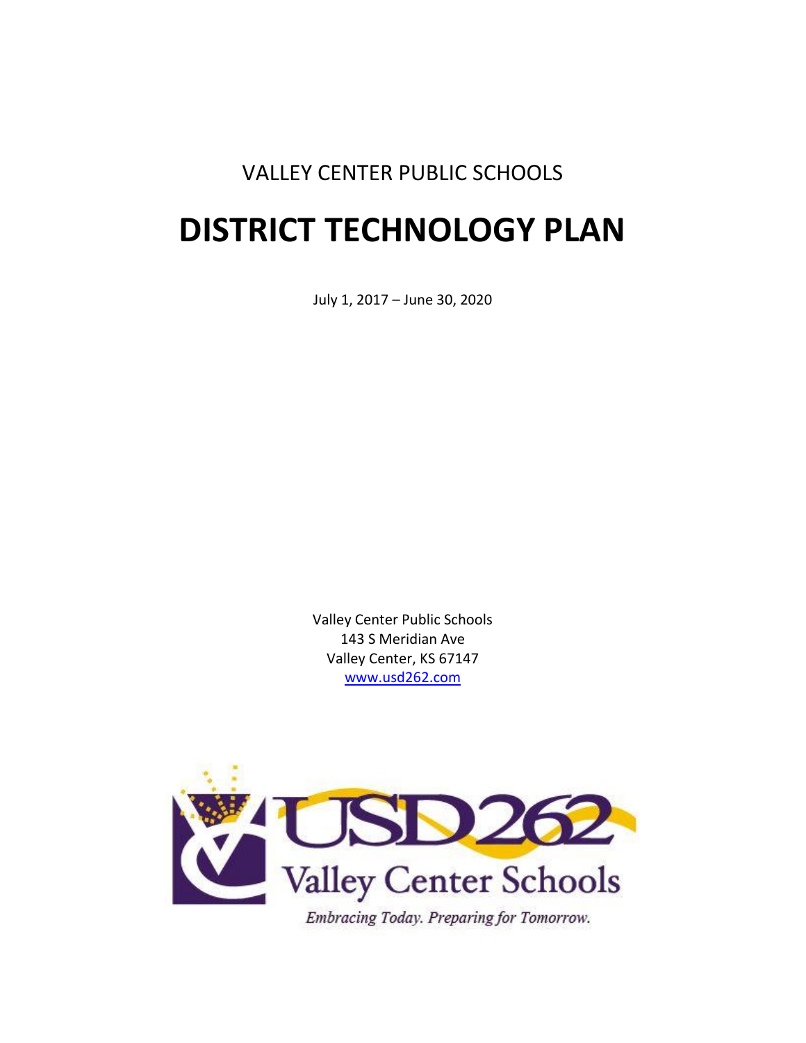VALLEY CENTER PUBLIC SCHOOLS

# DISTRICT TECHNOLOGY PLAN

July 1, 2017 – June 30, 2020

Valley Center Public Schools
143 S Meridian Ave
Valley Center, KS 67147
www.usd262.com

USD262
Valley Center Schools
*Embracing Today. Preparing for Tomorrow.*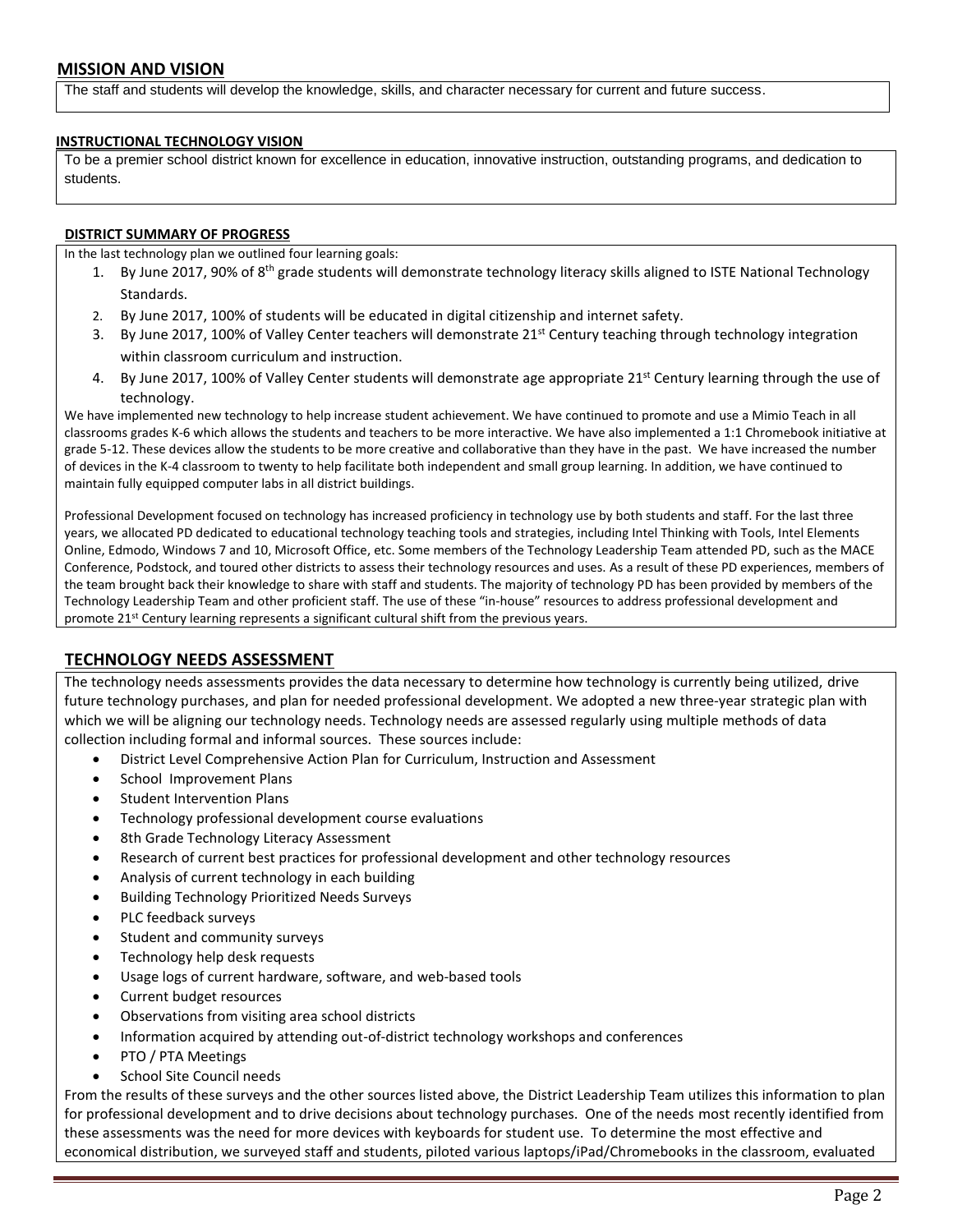## MISSION AND VISION

The staff and students will develop the knowledge, skills, and character necessary for current and future success.

### INSTRUCTIONAL TECHNOLOGY VISION

To be a premier school district known for excellence in education, innovative instruction, outstanding programs, and dedication to students.

### DISTRICT SUMMARY OF PROGRESS

In the last technology plan we outlined four learning goals:

1. By June 2017, 90% of 8th grade students will demonstrate technology literacy skills aligned to ISTE National Technology Standards.
2. By June 2017, 100% of students will be educated in digital citizenship and internet safety.
3. By June 2017, 100% of Valley Center teachers will demonstrate 21st Century teaching through technology integration within classroom curriculum and instruction.
4. By June 2017, 100% of Valley Center students will demonstrate age appropriate 21st Century learning through the use of technology.

We have implemented new technology to help increase student achievement. We have continued to promote and use a Mimio Teach in all classrooms grades K-6 which allows the students and teachers to be more interactive. We have also implemented a 1:1 Chromebook initiative at grade 5-12. These devices allow the students to be more creative and collaborative than they have in the past. We have increased the number of devices in the K-4 classroom to twenty to help facilitate both independent and small group learning. In addition, we have continued to maintain fully equipped computer labs in all district buildings.

Professional Development focused on technology has increased proficiency in technology use by both students and staff. For the last three years, we allocated PD dedicated to educational technology teaching tools and strategies, including Intel Thinking with Tools, Intel Elements Online, Edmodo, Windows 7 and 10, Microsoft Office, etc. Some members of the Technology Leadership Team attended PD, such as the MACE Conference, Podstock, and toured other districts to assess their technology resources and uses. As a result of these PD experiences, members of the team brought back their knowledge to share with staff and students. The majority of technology PD has been provided by members of the Technology Leadership Team and other proficient staff. The use of these "in-house" resources to address professional development and promote 21st Century learning represents a significant cultural shift from the previous years.

## TECHNOLOGY NEEDS ASSESSMENT

The technology needs assessments provides the data necessary to determine how technology is currently being utilized, drive future technology purchases, and plan for needed professional development. We adopted a new three-year strategic plan with which we will be aligning our technology needs. Technology needs are assessed regularly using multiple methods of data collection including formal and informal sources. These sources include:

- District Level Comprehensive Action Plan for Curriculum, Instruction and Assessment
- School Improvement Plans
- Student Intervention Plans
- Technology professional development course evaluations
- 8th Grade Technology Literacy Assessment
- Research of current best practices for professional development and other technology resources
- Analysis of current technology in each building
- Building Technology Prioritized Needs Surveys
- PLC feedback surveys
- Student and community surveys
- Technology help desk requests
- Usage logs of current hardware, software, and web-based tools
- Current budget resources
- Observations from visiting area school districts
- Information acquired by attending out-of-district technology workshops and conferences
- PTO / PTA Meetings
- School Site Council needs

From the results of these surveys and the other sources listed above, the District Leadership Team utilizes this information to plan for professional development and to drive decisions about technology purchases. One of the needs most recently identified from these assessments was the need for more devices with keyboards for student use. To determine the most effective and economical distribution, we surveyed staff and students, piloted various laptops/iPad/Chromebooks in the classroom, evaluated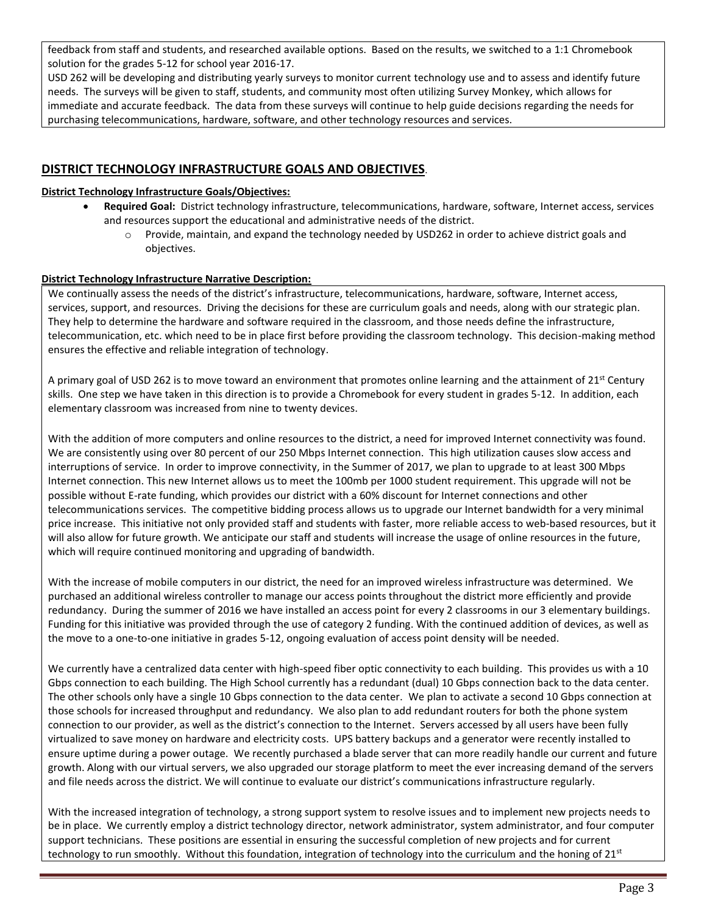feedback from staff and students, and researched available options. Based on the results, we switched to a 1:1 Chromebook solution for the grades 5-12 for school year 2016-17.

USD 262 will be developing and distributing yearly surveys to monitor current technology use and to assess and identify future needs. The surveys will be given to staff, students, and community most often utilizing Survey Monkey, which allows for immediate and accurate feedback. The data from these surveys will continue to help guide decisions regarding the needs for purchasing telecommunications, hardware, software, and other technology resources and services.

## DISTRICT TECHNOLOGY INFRASTRUCTURE GOALS AND OBJECTIVES.

**District Technology Infrastructure Goals/Objectives:**

- **Required Goal:** District technology infrastructure, telecommunications, hardware, software, Internet access, services and resources support the educational and administrative needs of the district.
  - Provide, maintain, and expand the technology needed by USD262 in order to achieve district goals and objectives.

**District Technology Infrastructure Narrative Description:**

We continually assess the needs of the district's infrastructure, telecommunications, hardware, software, Internet access, services, support, and resources. Driving the decisions for these are curriculum goals and needs, along with our strategic plan. They help to determine the hardware and software required in the classroom, and those needs define the infrastructure, telecommunication, etc. which need to be in place first before providing the classroom technology. This decision-making method ensures the effective and reliable integration of technology.

A primary goal of USD 262 is to move toward an environment that promotes online learning and the attainment of 21st Century skills. One step we have taken in this direction is to provide a Chromebook for every student in grades 5-12. In addition, each elementary classroom was increased from nine to twenty devices.

With the addition of more computers and online resources to the district, a need for improved Internet connectivity was found. We are consistently using over 80 percent of our 250 Mbps Internet connection. This high utilization causes slow access and interruptions of service. In order to improve connectivity, in the Summer of 2017, we plan to upgrade to at least 300 Mbps Internet connection. This new Internet allows us to meet the 100mb per 1000 student requirement. This upgrade will not be possible without E-rate funding, which provides our district with a 60% discount for Internet connections and other telecommunications services. The competitive bidding process allows us to upgrade our Internet bandwidth for a very minimal price increase. This initiative not only provided staff and students with faster, more reliable access to web-based resources, but it will also allow for future growth. We anticipate our staff and students will increase the usage of online resources in the future, which will require continued monitoring and upgrading of bandwidth.

With the increase of mobile computers in our district, the need for an improved wireless infrastructure was determined. We purchased an additional wireless controller to manage our access points throughout the district more efficiently and provide redundancy. During the summer of 2016 we have installed an access point for every 2 classrooms in our 3 elementary buildings. Funding for this initiative was provided through the use of category 2 funding. With the continued addition of devices, as well as the move to a one-to-one initiative in grades 5-12, ongoing evaluation of access point density will be needed.

We currently have a centralized data center with high-speed fiber optic connectivity to each building. This provides us with a 10 Gbps connection to each building. The High School currently has a redundant (dual) 10 Gbps connection back to the data center. The other schools only have a single 10 Gbps connection to the data center. We plan to activate a second 10 Gbps connection at those schools for increased throughput and redundancy. We also plan to add redundant routers for both the phone system connection to our provider, as well as the district's connection to the Internet. Servers accessed by all users have been fully virtualized to save money on hardware and electricity costs. UPS battery backups and a generator were recently installed to ensure uptime during a power outage. We recently purchased a blade server that can more readily handle our current and future growth. Along with our virtual servers, we also upgraded our storage platform to meet the ever increasing demand of the servers and file needs across the district. We will continue to evaluate our district's communications infrastructure regularly.

With the increased integration of technology, a strong support system to resolve issues and to implement new projects needs to be in place. We currently employ a district technology director, network administrator, system administrator, and four computer support technicians. These positions are essential in ensuring the successful completion of new projects and for current technology to run smoothly. Without this foundation, integration of technology into the curriculum and the honing of 21st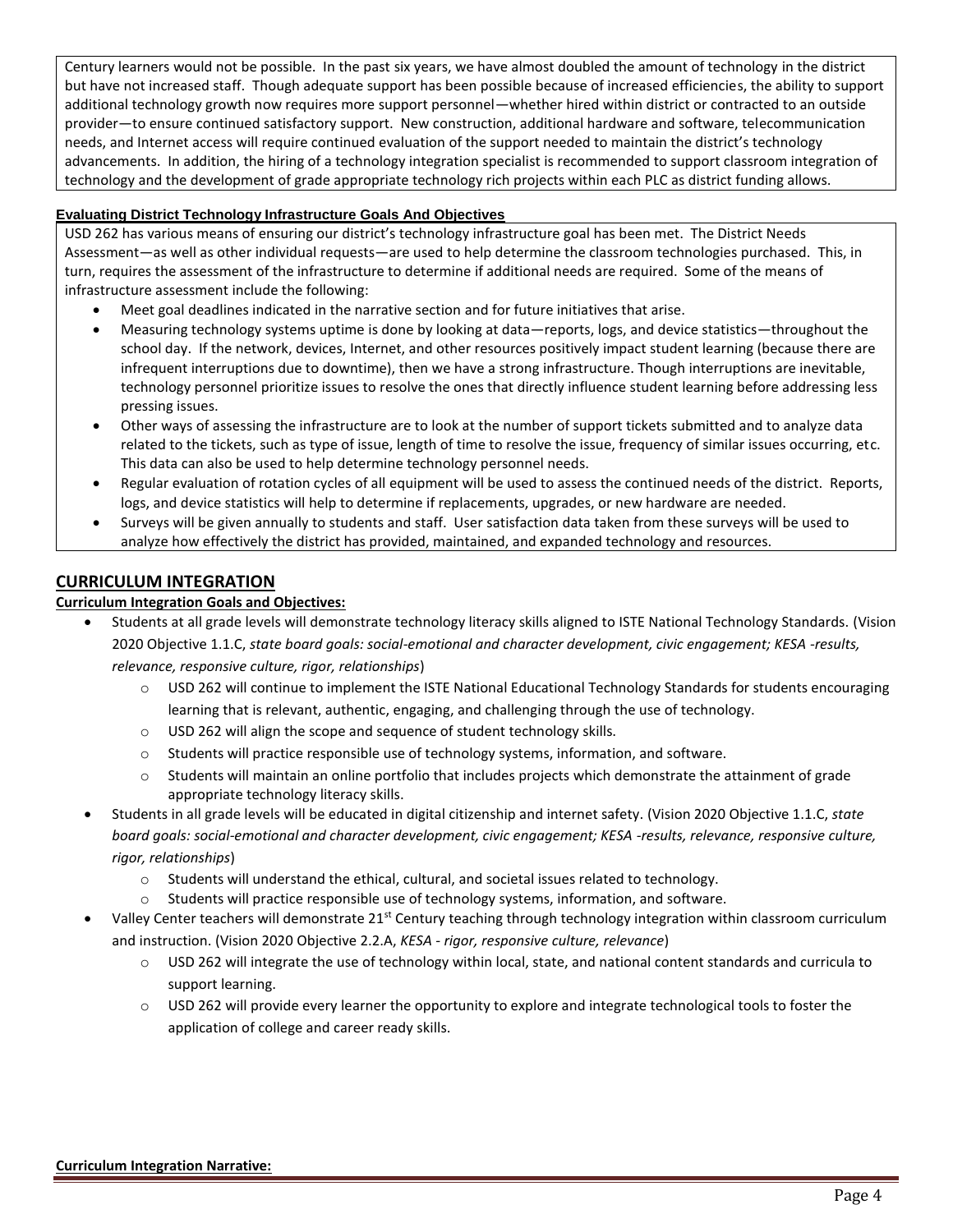Century learners would not be possible. In the past six years, we have almost doubled the amount of technology in the district but have not increased staff. Though adequate support has been possible because of increased efficiencies, the ability to support additional technology growth now requires more support personnel—whether hired within district or contracted to an outside provider—to ensure continued satisfactory support. New construction, additional hardware and software, telecommunication needs, and Internet access will require continued evaluation of the support needed to maintain the district's technology advancements. In addition, the hiring of a technology integration specialist is recommended to support classroom integration of technology and the development of grade appropriate technology rich projects within each PLC as district funding allows.

**Evaluating District Technology Infrastructure Goals And Objectives**

USD 262 has various means of ensuring our district's technology infrastructure goal has been met. The District Needs Assessment—as well as other individual requests—are used to help determine the classroom technologies purchased. This, in turn, requires the assessment of the infrastructure to determine if additional needs are required. Some of the means of infrastructure assessment include the following:

- Meet goal deadlines indicated in the narrative section and for future initiatives that arise.
- Measuring technology systems uptime is done by looking at data—reports, logs, and device statistics—throughout the school day. If the network, devices, Internet, and other resources positively impact student learning (because there are infrequent interruptions due to downtime), then we have a strong infrastructure. Though interruptions are inevitable, technology personnel prioritize issues to resolve the ones that directly influence student learning before addressing less pressing issues.
- Other ways of assessing the infrastructure are to look at the number of support tickets submitted and to analyze data related to the tickets, such as type of issue, length of time to resolve the issue, frequency of similar issues occurring, etc. This data can also be used to help determine technology personnel needs.
- Regular evaluation of rotation cycles of all equipment will be used to assess the continued needs of the district. Reports, logs, and device statistics will help to determine if replacements, upgrades, or new hardware are needed.
- Surveys will be given annually to students and staff. User satisfaction data taken from these surveys will be used to analyze how effectively the district has provided, maintained, and expanded technology and resources.

## CURRICULUM INTEGRATION

**Curriculum Integration Goals and Objectives:**

- Students at all grade levels will demonstrate technology literacy skills aligned to ISTE National Technology Standards. (Vision 2020 Objective 1.1.C, *state board goals: social-emotional and character development, civic engagement; KESA -results, relevance, responsive culture, rigor, relationships*)
    - USD 262 will continue to implement the ISTE National Educational Technology Standards for students encouraging learning that is relevant, authentic, engaging, and challenging through the use of technology.
    - USD 262 will align the scope and sequence of student technology skills.
    - Students will practice responsible use of technology systems, information, and software.
    - Students will maintain an online portfolio that includes projects which demonstrate the attainment of grade appropriate technology literacy skills.
- Students in all grade levels will be educated in digital citizenship and internet safety. (Vision 2020 Objective 1.1.C, *state board goals: social-emotional and character development, civic engagement; KESA -results, relevance, responsive culture, rigor, relationships*)
    - Students will understand the ethical, cultural, and societal issues related to technology.
    - Students will practice responsible use of technology systems, information, and software.
- Valley Center teachers will demonstrate 21st Century teaching through technology integration within classroom curriculum and instruction. (Vision 2020 Objective 2.2.A, *KESA - rigor, responsive culture, relevance*)
    - USD 262 will integrate the use of technology within local, state, and national content standards and curricula to support learning.
    - USD 262 will provide every learner the opportunity to explore and integrate technological tools to foster the application of college and career ready skills.

**Curriculum Integration Narrative:**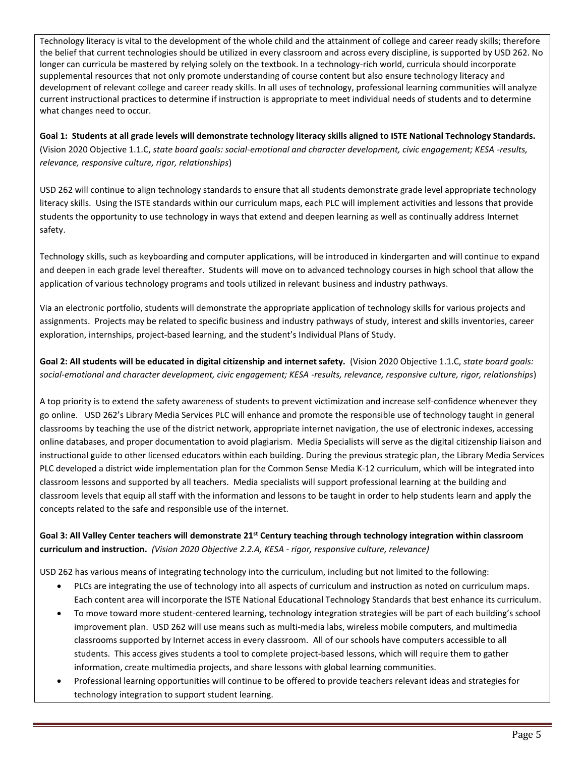Technology literacy is vital to the development of the whole child and the attainment of college and career ready skills; therefore the belief that current technologies should be utilized in every classroom and across every discipline, is supported by USD 262. No longer can curricula be mastered by relying solely on the textbook. In a technology-rich world, curricula should incorporate supplemental resources that not only promote understanding of course content but also ensure technology literacy and development of relevant college and career ready skills. In all uses of technology, professional learning communities will analyze current instructional practices to determine if instruction is appropriate to meet individual needs of students and to determine what changes need to occur.

**Goal 1: Students at all grade levels will demonstrate technology literacy skills aligned to ISTE National Technology Standards.** (Vision 2020 Objective 1.1.C, *state board goals: social-emotional and character development, civic engagement; KESA -results, relevance, responsive culture, rigor, relationships*)

USD 262 will continue to align technology standards to ensure that all students demonstrate grade level appropriate technology literacy skills. Using the ISTE standards within our curriculum maps, each PLC will implement activities and lessons that provide students the opportunity to use technology in ways that extend and deepen learning as well as continually address Internet safety.

Technology skills, such as keyboarding and computer applications, will be introduced in kindergarten and will continue to expand and deepen in each grade level thereafter. Students will move on to advanced technology courses in high school that allow the application of various technology programs and tools utilized in relevant business and industry pathways.

Via an electronic portfolio, students will demonstrate the appropriate application of technology skills for various projects and assignments. Projects may be related to specific business and industry pathways of study, interest and skills inventories, career exploration, internships, project-based learning, and the student's Individual Plans of Study.

**Goal 2: All students will be educated in digital citizenship and internet safety.** (Vision 2020 Objective 1.1.C, *state board goals: social-emotional and character development, civic engagement; KESA -results, relevance, responsive culture, rigor, relationships*)

A top priority is to extend the safety awareness of students to prevent victimization and increase self-confidence whenever they go online. USD 262's Library Media Services PLC will enhance and promote the responsible use of technology taught in general classrooms by teaching the use of the district network, appropriate internet navigation, the use of electronic indexes, accessing online databases, and proper documentation to avoid plagiarism. Media Specialists will serve as the digital citizenship liaison and instructional guide to other licensed educators within each building. During the previous strategic plan, the Library Media Services PLC developed a district wide implementation plan for the Common Sense Media K-12 curriculum, which will be integrated into classroom lessons and supported by all teachers. Media specialists will support professional learning at the building and classroom levels that equip all staff with the information and lessons to be taught in order to help students learn and apply the concepts related to the safe and responsible use of the internet.

**Goal 3: All Valley Center teachers will demonstrate 21st Century teaching through technology integration within classroom curriculum and instruction.** *(Vision 2020 Objective 2.2.A, KESA - rigor, responsive culture, relevance)*

USD 262 has various means of integrating technology into the curriculum, including but not limited to the following:

- PLCs are integrating the use of technology into all aspects of curriculum and instruction as noted on curriculum maps. Each content area will incorporate the ISTE National Educational Technology Standards that best enhance its curriculum.
- To move toward more student-centered learning, technology integration strategies will be part of each building's school improvement plan. USD 262 will use means such as multi-media labs, wireless mobile computers, and multimedia classrooms supported by Internet access in every classroom. All of our schools have computers accessible to all students. This access gives students a tool to complete project-based lessons, which will require them to gather information, create multimedia projects, and share lessons with global learning communities.
- Professional learning opportunities will continue to be offered to provide teachers relevant ideas and strategies for technology integration to support student learning.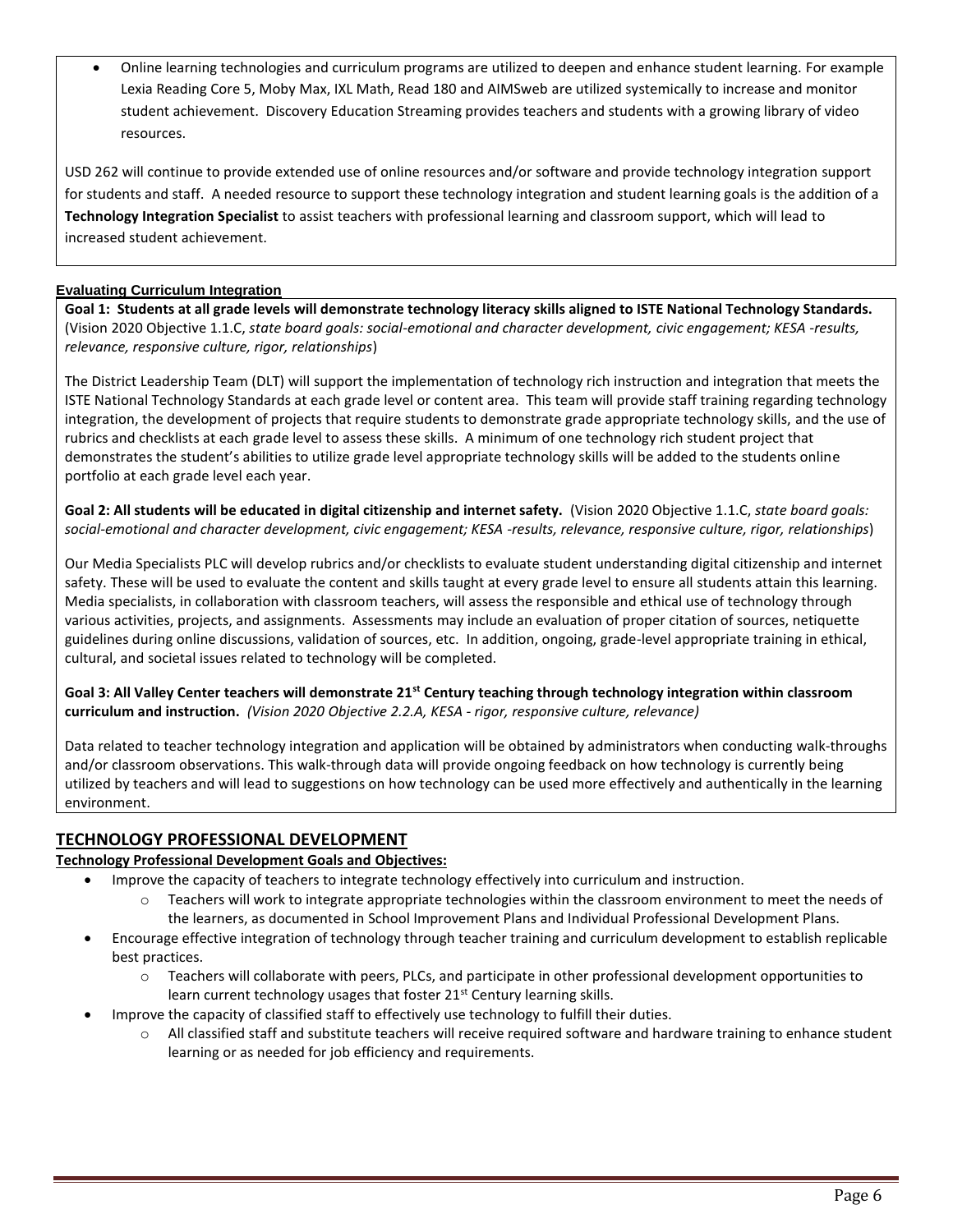- Online learning technologies and curriculum programs are utilized to deepen and enhance student learning. For example Lexia Reading Core 5, Moby Max, IXL Math, Read 180 and AIMSweb are utilized systemically to increase and monitor student achievement. Discovery Education Streaming provides teachers and students with a growing library of video resources.

USD 262 will continue to provide extended use of online resources and/or software and provide technology integration support for students and staff. A needed resource to support these technology integration and student learning goals is the addition of a **Technology Integration Specialist** to assist teachers with professional learning and classroom support, which will lead to increased student achievement.

### Evaluating Curriculum Integration

**Goal 1: Students at all grade levels will demonstrate technology literacy skills aligned to ISTE National Technology Standards.** (Vision 2020 Objective 1.1.C, *state board goals: social-emotional and character development, civic engagement; KESA -results, relevance, responsive culture, rigor, relationships*)

The District Leadership Team (DLT) will support the implementation of technology rich instruction and integration that meets the ISTE National Technology Standards at each grade level or content area. This team will provide staff training regarding technology integration, the development of projects that require students to demonstrate grade appropriate technology skills, and the use of rubrics and checklists at each grade level to assess these skills. A minimum of one technology rich student project that demonstrates the student's abilities to utilize grade level appropriate technology skills will be added to the students online portfolio at each grade level each year.

**Goal 2: All students will be educated in digital citizenship and internet safety.** (Vision 2020 Objective 1.1.C, *state board goals: social-emotional and character development, civic engagement; KESA -results, relevance, responsive culture, rigor, relationships*)

Our Media Specialists PLC will develop rubrics and/or checklists to evaluate student understanding digital citizenship and internet safety. These will be used to evaluate the content and skills taught at every grade level to ensure all students attain this learning. Media specialists, in collaboration with classroom teachers, will assess the responsible and ethical use of technology through various activities, projects, and assignments. Assessments may include an evaluation of proper citation of sources, netiquette guidelines during online discussions, validation of sources, etc. In addition, ongoing, grade-level appropriate training in ethical, cultural, and societal issues related to technology will be completed.

**Goal 3: All Valley Center teachers will demonstrate 21st Century teaching through technology integration within classroom curriculum and instruction.** *(Vision 2020 Objective 2.2.A, KESA - rigor, responsive culture, relevance)*

Data related to teacher technology integration and application will be obtained by administrators when conducting walk-throughs and/or classroom observations. This walk-through data will provide ongoing feedback on how technology is currently being utilized by teachers and will lead to suggestions on how technology can be used more effectively and authentically in the learning environment.

## TECHNOLOGY PROFESSIONAL DEVELOPMENT

**Technology Professional Development Goals and Objectives:**

- Improve the capacity of teachers to integrate technology effectively into curriculum and instruction.
  - Teachers will work to integrate appropriate technologies within the classroom environment to meet the needs of the learners, as documented in School Improvement Plans and Individual Professional Development Plans.
- Encourage effective integration of technology through teacher training and curriculum development to establish replicable best practices.
  - Teachers will collaborate with peers, PLCs, and participate in other professional development opportunities to learn current technology usages that foster 21st Century learning skills.
- Improve the capacity of classified staff to effectively use technology to fulfill their duties.
  - All classified staff and substitute teachers will receive required software and hardware training to enhance student learning or as needed for job efficiency and requirements.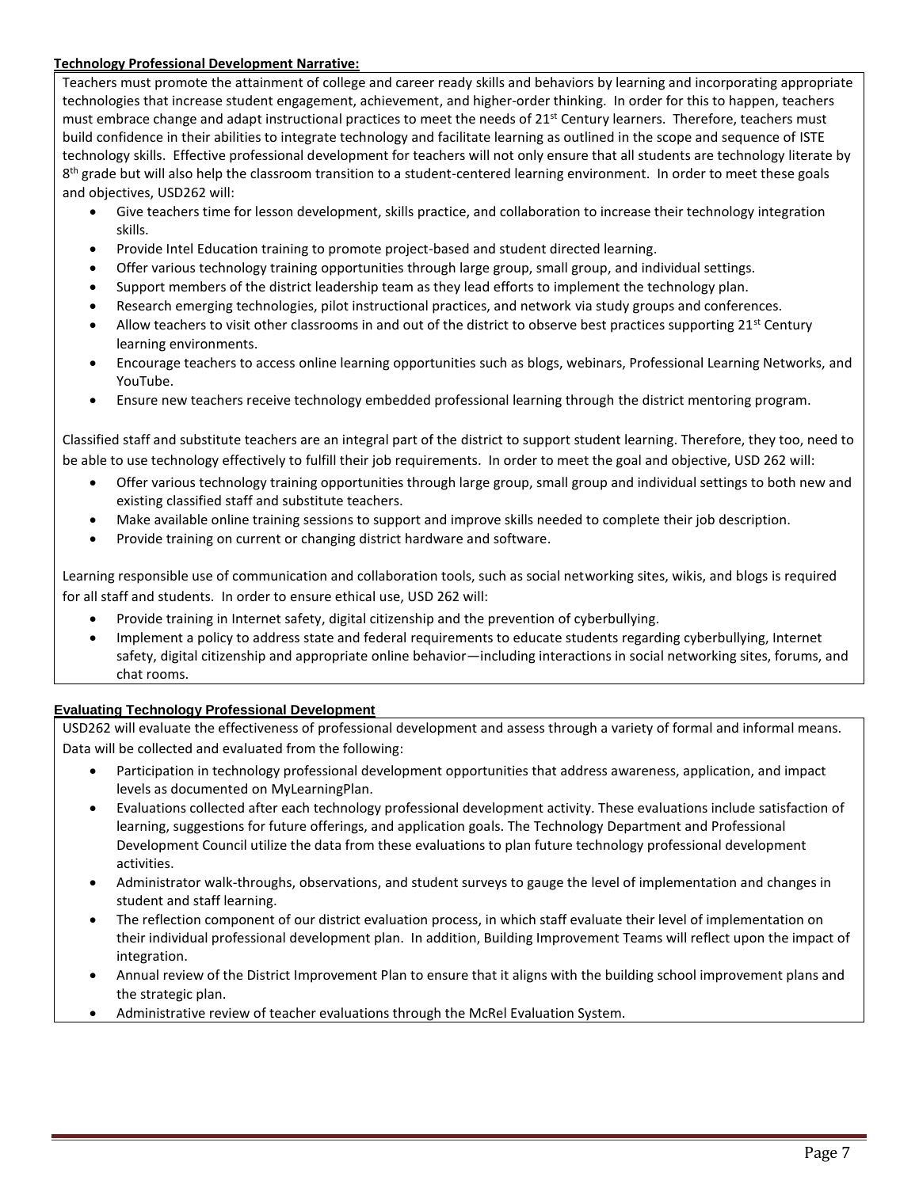## Technology Professional Development Narrative:

Teachers must promote the attainment of college and career ready skills and behaviors by learning and incorporating appropriate technologies that increase student engagement, achievement, and higher-order thinking. In order for this to happen, teachers must embrace change and adapt instructional practices to meet the needs of 21st Century learners. Therefore, teachers must build confidence in their abilities to integrate technology and facilitate learning as outlined in the scope and sequence of ISTE technology skills. Effective professional development for teachers will not only ensure that all students are technology literate by 8th grade but will also help the classroom transition to a student-centered learning environment. In order to meet these goals and objectives, USD262 will:

- Give teachers time for lesson development, skills practice, and collaboration to increase their technology integration skills.
- Provide Intel Education training to promote project-based and student directed learning.
- Offer various technology training opportunities through large group, small group, and individual settings.
- Support members of the district leadership team as they lead efforts to implement the technology plan.
- Research emerging technologies, pilot instructional practices, and network via study groups and conferences.
- Allow teachers to visit other classrooms in and out of the district to observe best practices supporting 21st Century learning environments.
- Encourage teachers to access online learning opportunities such as blogs, webinars, Professional Learning Networks, and YouTube.
- Ensure new teachers receive technology embedded professional learning through the district mentoring program.

Classified staff and substitute teachers are an integral part of the district to support student learning. Therefore, they too, need to be able to use technology effectively to fulfill their job requirements. In order to meet the goal and objective, USD 262 will:

- Offer various technology training opportunities through large group, small group and individual settings to both new and existing classified staff and substitute teachers.
- Make available online training sessions to support and improve skills needed to complete their job description.
- Provide training on current or changing district hardware and software.

Learning responsible use of communication and collaboration tools, such as social networking sites, wikis, and blogs is required for all staff and students. In order to ensure ethical use, USD 262 will:

- Provide training in Internet safety, digital citizenship and the prevention of cyberbullying.
- Implement a policy to address state and federal requirements to educate students regarding cyberbullying, Internet safety, digital citizenship and appropriate online behavior—including interactions in social networking sites, forums, and chat rooms.

## Evaluating Technology Professional Development

USD262 will evaluate the effectiveness of professional development and assess through a variety of formal and informal means. Data will be collected and evaluated from the following:

- Participation in technology professional development opportunities that address awareness, application, and impact levels as documented on MyLearningPlan.
- Evaluations collected after each technology professional development activity. These evaluations include satisfaction of learning, suggestions for future offerings, and application goals. The Technology Department and Professional Development Council utilize the data from these evaluations to plan future technology professional development activities.
- Administrator walk-throughs, observations, and student surveys to gauge the level of implementation and changes in student and staff learning.
- The reflection component of our district evaluation process, in which staff evaluate their level of implementation on their individual professional development plan. In addition, Building Improvement Teams will reflect upon the impact of integration.
- Annual review of the District Improvement Plan to ensure that it aligns with the building school improvement plans and the strategic plan.
- Administrative review of teacher evaluations through the McRel Evaluation System.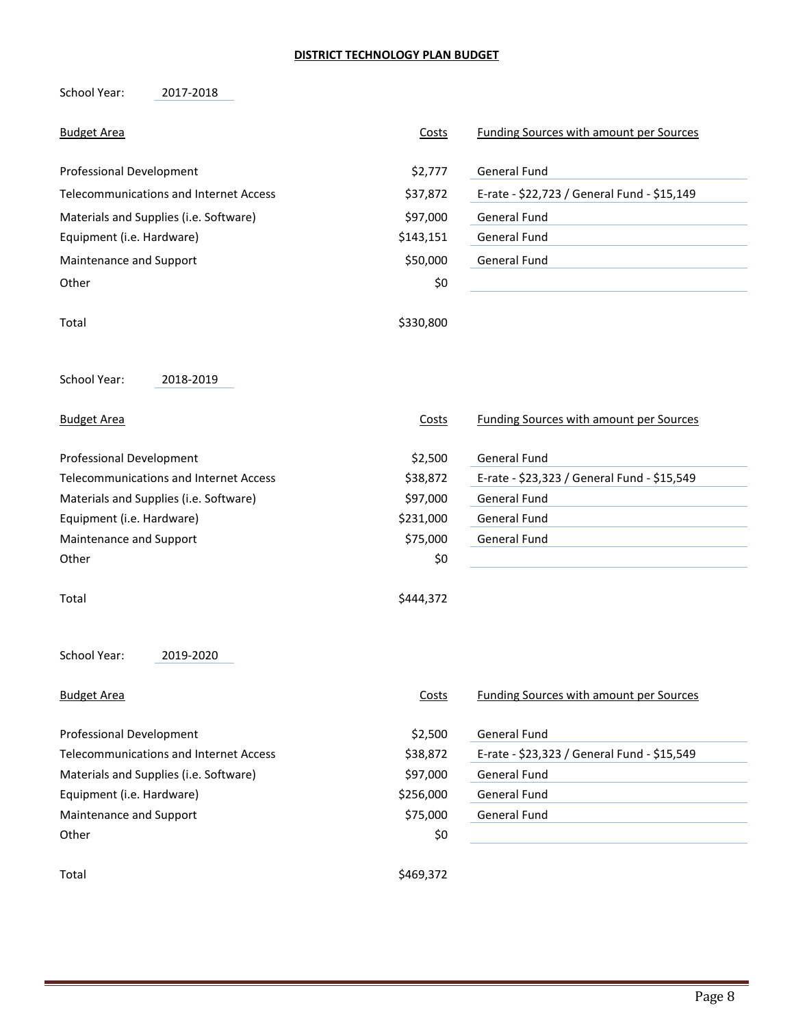**DISTRICT TECHNOLOGY PLAN BUDGET**

School Year: 2017-2018

| Budget Area | Costs | Funding Sources with amount per Sources |
|---|---|---|
| Professional Development | $2,777 | General Fund |
| Telecommunications and Internet Access | $37,872 | E-rate - $22,723 / General Fund - $15,149 |
| Materials and Supplies (i.e. Software) | $97,000 | General Fund |
| Equipment (i.e. Hardware) | $143,151 | General Fund |
| Maintenance and Support | $50,000 | General Fund |
| Other | $0 | |
| Total | $330,800 | |

School Year: 2018-2019

| Budget Area | Costs | Funding Sources with amount per Sources |
|---|---|---|
| Professional Development | $2,500 | General Fund |
| Telecommunications and Internet Access | $38,872 | E-rate - $23,323 / General Fund - $15,549 |
| Materials and Supplies (i.e. Software) | $97,000 | General Fund |
| Equipment (i.e. Hardware) | $231,000 | General Fund |
| Maintenance and Support | $75,000 | General Fund |
| Other | $0 | |
| Total | $444,372 | |

School Year: 2019-2020

| Budget Area | Costs | Funding Sources with amount per Sources |
|---|---|---|
| Professional Development | $2,500 | General Fund |
| Telecommunications and Internet Access | $38,872 | E-rate - $23,323 / General Fund - $15,549 |
| Materials and Supplies (i.e. Software) | $97,000 | General Fund |
| Equipment (i.e. Hardware) | $256,000 | General Fund |
| Maintenance and Support | $75,000 | General Fund |
| Other | $0 | |
| Total | $469,372 | |